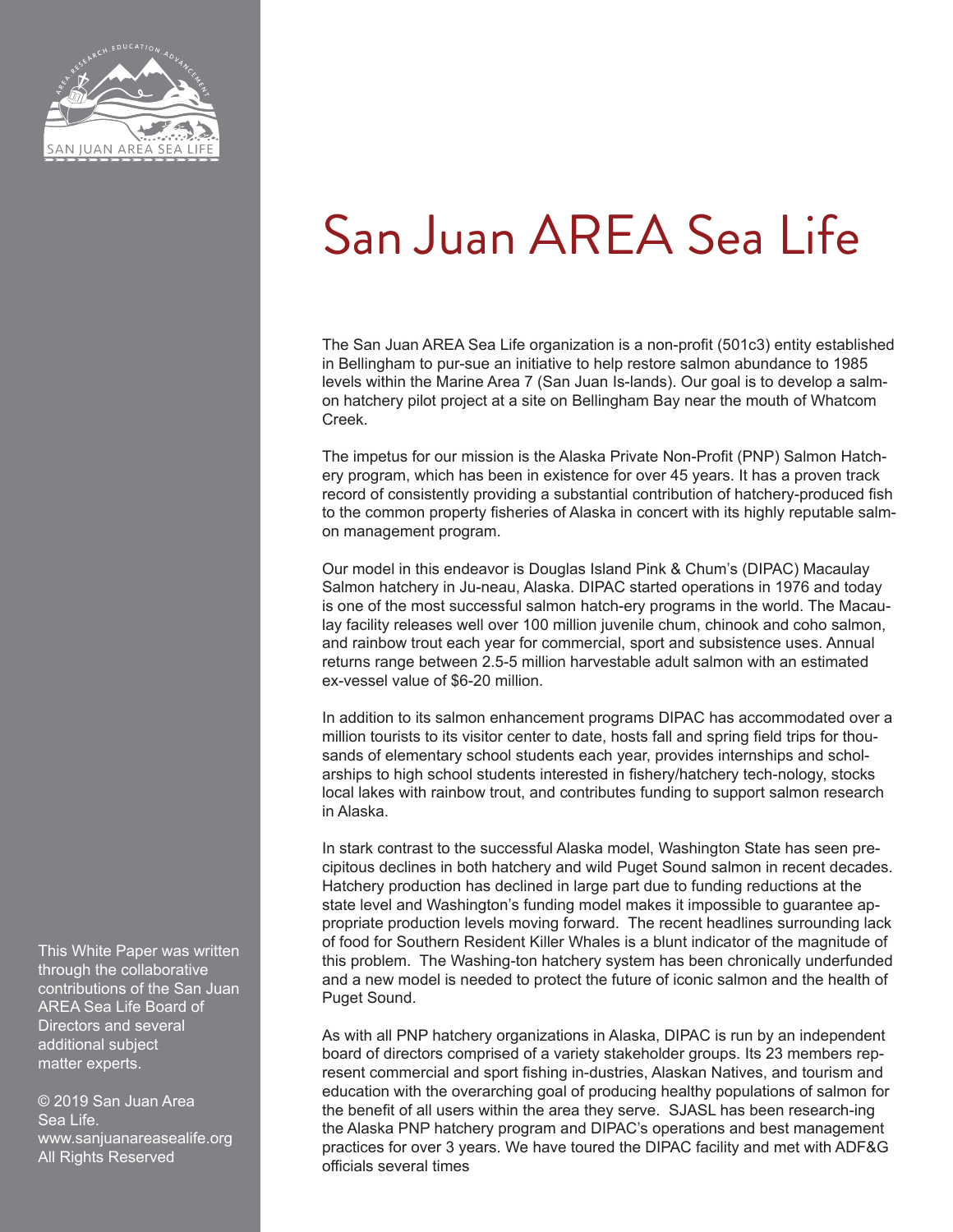# San Juan AREA Sea Life

The San Juan AREA Sea Life organization is a non-profit (501c3) entity established in Bellingham to pur-sue an initiative to help restore salmon abundance to 1985 levels within the Marine Area 7 (San Juan Is-lands). Our goal is to develop a salm-on hatchery pilot project at a site on Bellingham Bay near the mouth of Whatcom Creek.

The impetus for our mission is the Alaska Private Non-Profit (PNP) Salmon Hatch-ery program, which has been in existence for over 45 years. It has a proven track record of consistently providing a substantial contribution of hatchery-produced fish to the common property fisheries of Alaska in concert with its highly reputable salm-on management program.

Our model in this endeavor is Douglas Island Pink & Chum's (DIPAC) Macaulay Salmon hatchery in Ju-neau, Alaska. DIPAC started operations in 1976 and today is one of the most successful salmon hatch-ery programs in the world. The Macau-lay facility releases well over 100 million juvenile chum, chinook and coho salmon, and rainbow trout each year for commercial, sport and subsistence uses. Annual returns range between 2.5-5 million harvestable adult salmon with an estimated ex-vessel value of $6-20 million.

In addition to its salmon enhancement programs DIPAC has accommodated over a million tourists to its visitor center to date, hosts fall and spring field trips for thou-sands of elementary school students each year, provides internships and schol-arships to high school students interested in fishery/hatchery tech-nology, stocks local lakes with rainbow trout, and contributes funding to support salmon research in Alaska.

In stark contrast to the successful Alaska model, Washington State has seen pre-cipitous declines in both hatchery and wild Puget Sound salmon in recent decades. Hatchery production has declined in large part due to funding reductions at the state level and Washington's funding model makes it impossible to guarantee ap-propriate production levels moving forward. The recent headlines surrounding lack of food for Southern Resident Killer Whales is a blunt indicator of the magnitude of this problem. The Washing-ton hatchery system has been chronically underfunded and a new model is needed to protect the future of iconic salmon and the health of Puget Sound.

As with all PNP hatchery organizations in Alaska, DIPAC is run by an independent board of directors comprised of a variety stakeholder groups. Its 23 members rep-resent commercial and sport fishing in-dustries, Alaskan Natives, and tourism and education with the overarching goal of producing healthy populations of salmon for the benefit of all users within the area they serve. SJASL has been research-ing the Alaska PNP hatchery program and DIPAC's operations and best management practices for over 3 years. We have toured the DIPAC facility and met with ADF&G officials several times

This White Paper was written through the collaborative contributions of the San Juan AREA Sea Life Board of Directors and several additional subject matter experts.

© 2019 San Juan Area Sea Life.
www.sanjuanareasealife.org
All Rights Reserved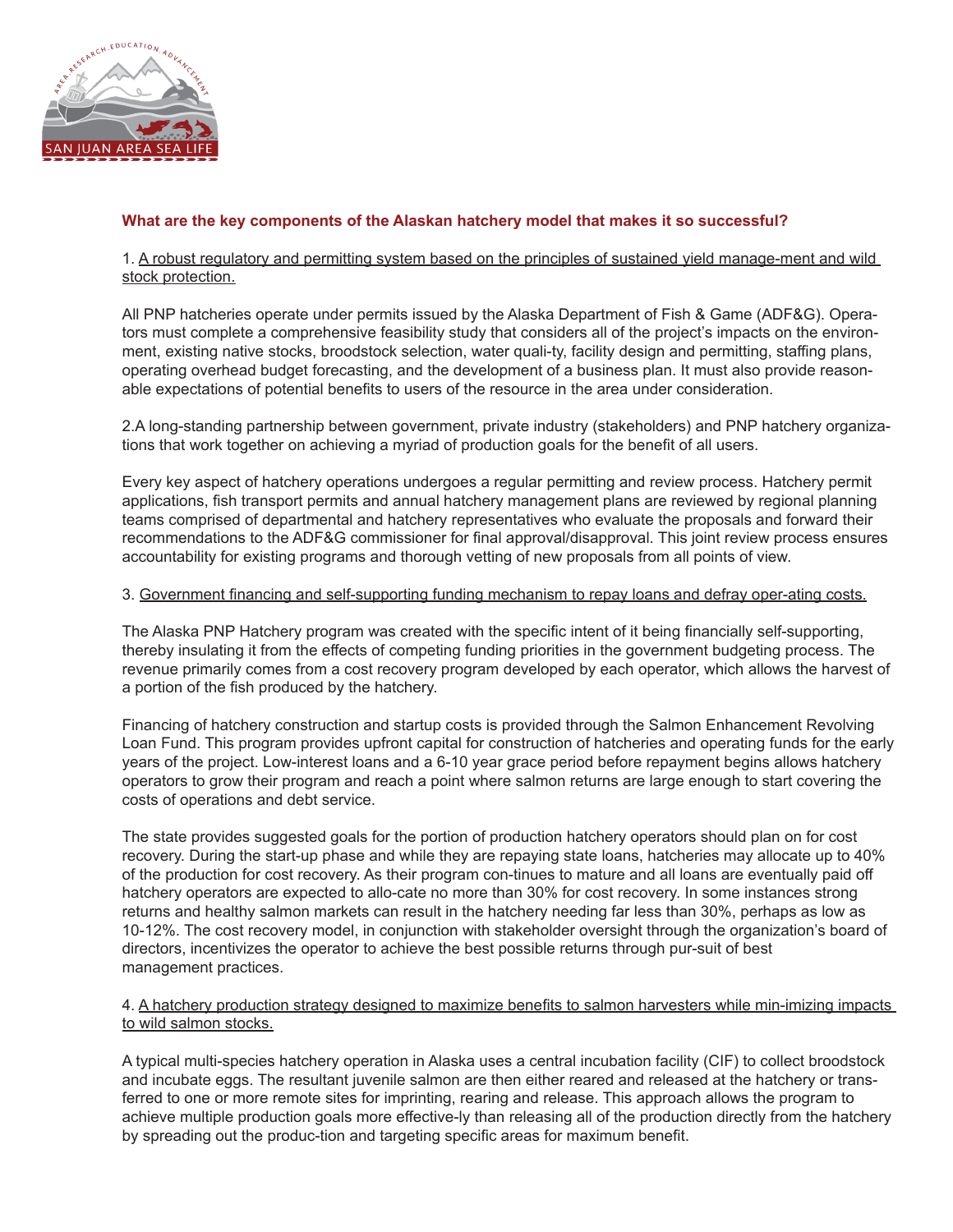**What are the key components of the Alaskan hatchery model that makes it so successful?**

1. A robust regulatory and permitting system based on the principles of sustained yield manage-ment and wild stock protection.

All PNP hatcheries operate under permits issued by the Alaska Department of Fish & Game (ADF&G). Operators must complete a comprehensive feasibility study that considers all of the project's impacts on the environment, existing native stocks, broodstock selection, water quali-ty, facility design and permitting, staffing plans, operating overhead budget forecasting, and the development of a business plan. It must also provide reasonable expectations of potential benefits to users of the resource in the area under consideration.

2.A long-standing partnership between government, private industry (stakeholders) and PNP hatchery organizations that work together on achieving a myriad of production goals for the benefit of all users.

Every key aspect of hatchery operations undergoes a regular permitting and review process. Hatchery permit applications, fish transport permits and annual hatchery management plans are reviewed by regional planning teams comprised of departmental and hatchery representatives who evaluate the proposals and forward their recommendations to the ADF&G commissioner for final approval/disapproval. This joint review process ensures accountability for existing programs and thorough vetting of new proposals from all points of view.

3. Government financing and self-supporting funding mechanism to repay loans and defray oper-ating costs.

The Alaska PNP Hatchery program was created with the specific intent of it being financially self-supporting, thereby insulating it from the effects of competing funding priorities in the government budgeting process. The revenue primarily comes from a cost recovery program developed by each operator, which allows the harvest of a portion of the fish produced by the hatchery.

Financing of hatchery construction and startup costs is provided through the Salmon Enhancement Revolving Loan Fund. This program provides upfront capital for construction of hatcheries and operating funds for the early years of the project. Low-interest loans and a 6-10 year grace period before repayment begins allows hatchery operators to grow their program and reach a point where salmon returns are large enough to start covering the costs of operations and debt service.

The state provides suggested goals for the portion of production hatchery operators should plan on for cost recovery. During the start-up phase and while they are repaying state loans, hatcheries may allocate up to 40% of the production for cost recovery. As their program con-tinues to mature and all loans are eventually paid off hatchery operators are expected to allo-cate no more than 30% for cost recovery. In some instances strong returns and healthy salmon markets can result in the hatchery needing far less than 30%, perhaps as low as 10-12%. The cost recovery model, in conjunction with stakeholder oversight through the organization's board of directors, incentivizes the operator to achieve the best possible returns through pur-suit of best management practices.

4. A hatchery production strategy designed to maximize benefits to salmon harvesters while min-imizing impacts to wild salmon stocks.

A typical multi-species hatchery operation in Alaska uses a central incubation facility (CIF) to collect broodstock and incubate eggs. The resultant juvenile salmon are then either reared and released at the hatchery or transferred to one or more remote sites for imprinting, rearing and release. This approach allows the program to achieve multiple production goals more effective-ly than releasing all of the production directly from the hatchery by spreading out the produc-tion and targeting specific areas for maximum benefit.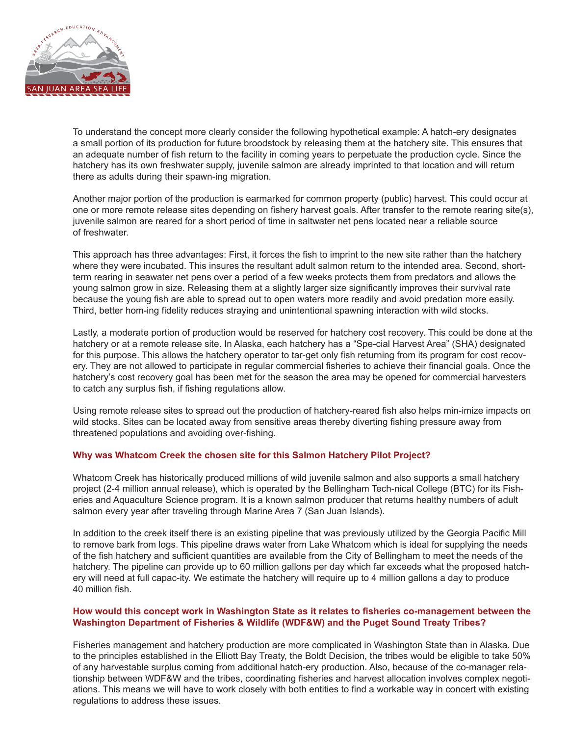To understand the concept more clearly consider the following hypothetical example: A hatch-ery designates a small portion of its production for future broodstock by releasing them at the hatchery site. This ensures that an adequate number of fish return to the facility in coming years to perpetuate the production cycle. Since the hatchery has its own freshwater supply, juvenile salmon are already imprinted to that location and will return there as adults during their spawn-ing migration.

Another major portion of the production is earmarked for common property (public) harvest. This could occur at one or more remote release sites depending on fishery harvest goals. After transfer to the remote rearing site(s), juvenile salmon are reared for a short period of time in saltwater net pens located near a reliable source of freshwater.

This approach has three advantages: First, it forces the fish to imprint to the new site rather than the hatchery where they were incubated. This insures the resultant adult salmon return to the intended area. Second, short-term rearing in seawater net pens over a period of a few weeks protects them from predators and allows the young salmon grow in size. Releasing them at a slightly larger size significantly improves their survival rate because the young fish are able to spread out to open waters more readily and avoid predation more easily. Third, better hom-ing fidelity reduces straying and unintentional spawning interaction with wild stocks.

Lastly, a moderate portion of production would be reserved for hatchery cost recovery. This could be done at the hatchery or at a remote release site. In Alaska, each hatchery has a “Spe-cial Harvest Area” (SHA) designated for this purpose. This allows the hatchery operator to tar-get only fish returning from its program for cost recov-ery. They are not allowed to participate in regular commercial fisheries to achieve their financial goals. Once the hatchery’s cost recovery goal has been met for the season the area may be opened for commercial harvesters to catch any surplus fish, if fishing regulations allow.

Using remote release sites to spread out the production of hatchery-reared fish also helps min-imize impacts on wild stocks. Sites can be located away from sensitive areas thereby diverting fishing pressure away from threatened populations and avoiding over-fishing.

### Why was Whatcom Creek the chosen site for this Salmon Hatchery Pilot Project?

Whatcom Creek has historically produced millions of wild juvenile salmon and also supports a small hatchery project (2-4 million annual release), which is operated by the Bellingham Tech-nical College (BTC) for its Fish-eries and Aquaculture Science program. It is a known salmon producer that returns healthy numbers of adult salmon every year after traveling through Marine Area 7 (San Juan Islands).

In addition to the creek itself there is an existing pipeline that was previously utilized by the Georgia Pacific Mill to remove bark from logs. This pipeline draws water from Lake Whatcom which is ideal for supplying the needs of the fish hatchery and sufficient quantities are available from the City of Bellingham to meet the needs of the hatchery. The pipeline can provide up to 60 million gallons per day which far exceeds what the proposed hatch-ery will need at full capac-ity. We estimate the hatchery will require up to 4 million gallons a day to produce 40 million fish.

### How would this concept work in Washington State as it relates to fisheries co-management between the Washington Department of Fisheries & Wildlife (WDF&W) and the Puget Sound Treaty Tribes?

Fisheries management and hatchery production are more complicated in Washington State than in Alaska. Due to the principles established in the Elliott Bay Treaty, the Boldt Decision, the tribes would be eligible to take 50% of any harvestable surplus coming from additional hatch-ery production. Also, because of the co-manager rela-tionship between WDF&W and the tribes, coordinating fisheries and harvest allocation involves complex negoti-ations. This means we will have to work closely with both entities to find a workable way in concert with existing regulations to address these issues.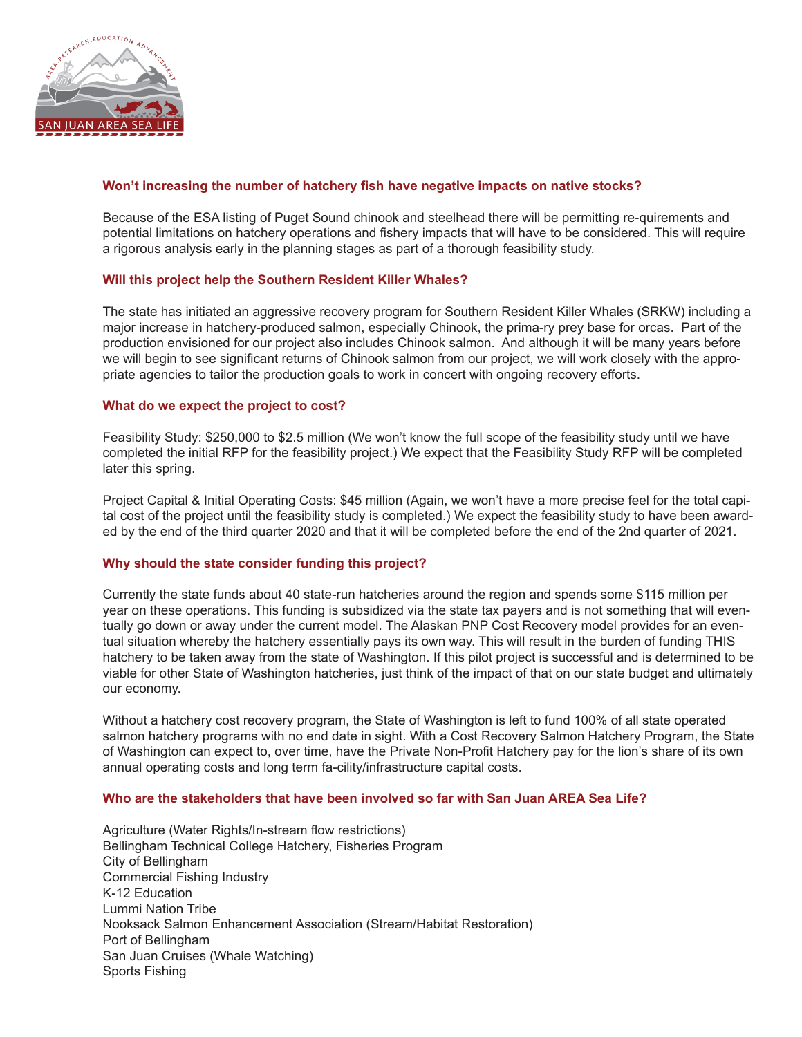### Won't increasing the number of hatchery fish have negative impacts on native stocks?

Because of the ESA listing of Puget Sound chinook and steelhead there will be permitting re-quirements and potential limitations on hatchery operations and fishery impacts that will have to be considered. This will require a rigorous analysis early in the planning stages as part of a thorough feasibility study.

### Will this project help the Southern Resident Killer Whales?

The state has initiated an aggressive recovery program for Southern Resident Killer Whales (SRKW) including a major increase in hatchery-produced salmon, especially Chinook, the prima-ry prey base for orcas. Part of the production envisioned for our project also includes Chinook salmon. And although it will be many years before we will begin to see significant returns of Chinook salmon from our project, we will work closely with the appropriate agencies to tailor the production goals to work in concert with ongoing recovery efforts.

### What do we expect the project to cost?

Feasibility Study: $250,000 to $2.5 million (We won't know the full scope of the feasibility study until we have completed the initial RFP for the feasibility project.) We expect that the Feasibility Study RFP will be completed later this spring.

Project Capital & Initial Operating Costs: $45 million (Again, we won't have a more precise feel for the total capital cost of the project until the feasibility study is completed.) We expect the feasibility study to have been awarded by the end of the third quarter 2020 and that it will be completed before the end of the 2nd quarter of 2021.

### Why should the state consider funding this project?

Currently the state funds about 40 state-run hatcheries around the region and spends some $115 million per year on these operations. This funding is subsidized via the state tax payers and is not something that will eventually go down or away under the current model. The Alaskan PNP Cost Recovery model provides for an eventual situation whereby the hatchery essentially pays its own way. This will result in the burden of funding THIS hatchery to be taken away from the state of Washington. If this pilot project is successful and is determined to be viable for other State of Washington hatcheries, just think of the impact of that on our state budget and ultimately our economy.

Without a hatchery cost recovery program, the State of Washington is left to fund 100% of all state operated salmon hatchery programs with no end date in sight. With a Cost Recovery Salmon Hatchery Program, the State of Washington can expect to, over time, have the Private Non-Profit Hatchery pay for the lion's share of its own annual operating costs and long term fa-cility/infrastructure capital costs.

### Who are the stakeholders that have been involved so far with San Juan AREA Sea Life?

Agriculture (Water Rights/In-stream flow restrictions)
Bellingham Technical College Hatchery, Fisheries Program
City of Bellingham
Commercial Fishing Industry
K-12 Education
Lummi Nation Tribe
Nooksack Salmon Enhancement Association (Stream/Habitat Restoration)
Port of Bellingham
San Juan Cruises (Whale Watching)
Sports Fishing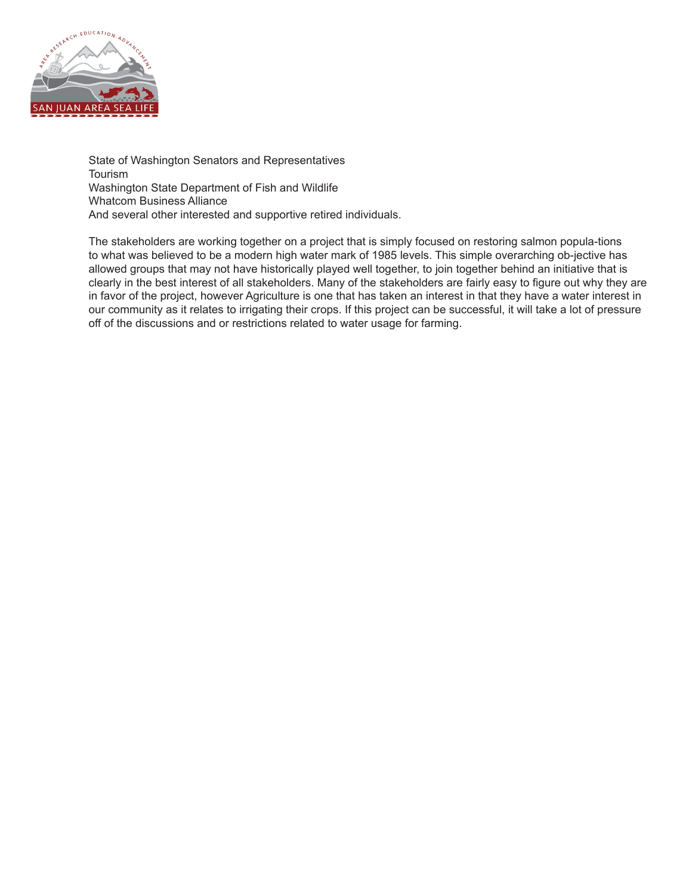State of Washington Senators and Representatives
Tourism
Washington State Department of Fish and Wildlife
Whatcom Business Alliance
And several other interested and supportive retired individuals.

The stakeholders are working together on a project that is simply focused on restoring salmon popula-tions to what was believed to be a modern high water mark of 1985 levels. This simple overarching ob-jective has allowed groups that may not have historically played well together, to join together behind an initiative that is clearly in the best interest of all stakeholders. Many of the stakeholders are fairly easy to figure out why they are in favor of the project, however Agriculture is one that has taken an interest in that they have a water interest in our community as it relates to irrigating their crops. If this project can be successful, it will take a lot of pressure off of the discussions and or restrictions related to water usage for farming.